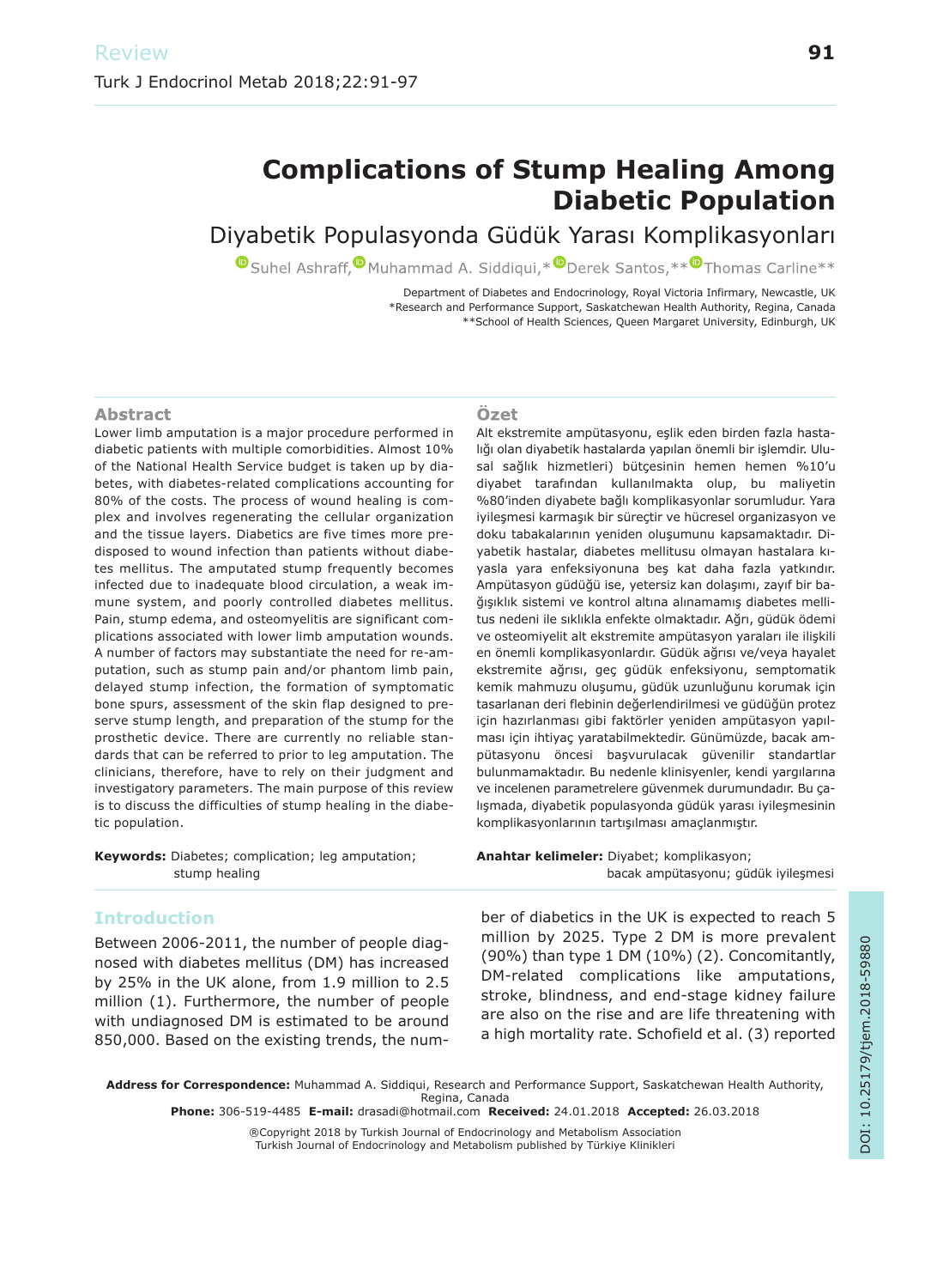Review

# Complications of Stump Healing Among Diabetic Population

## Diyabetik Populasyonda Güdük Yarası Komplikasyonları

Suhel Ashraff, Muhammad A. Siddiqui,* Derek Santos,** Thomas Carline**

Department of Diabetes and Endocrinology, Royal Victoria Infirmary, Newcastle, UK
*Research and Performance Support, Saskatchewan Health Authority, Regina, Canada
**School of Health Sciences, Queen Margaret University, Edinburgh, UK

### Abstract

Lower limb amputation is a major procedure performed in diabetic patients with multiple comorbidities. Almost 10% of the National Health Service budget is taken up by diabetes, with diabetes-related complications accounting for 80% of the costs. The process of wound healing is complex and involves regenerating the cellular organization and the tissue layers. Diabetics are five times more predisposed to wound infection than patients without diabetes mellitus. The amputated stump frequently becomes infected due to inadequate blood circulation, a weak immune system, and poorly controlled diabetes mellitus. Pain, stump edema, and osteomyelitis are significant complications associated with lower limb amputation wounds. A number of factors may substantiate the need for re-amputation, such as stump pain and/or phantom limb pain, delayed stump infection, the formation of symptomatic bone spurs, assessment of the skin flap designed to preserve stump length, and preparation of the stump for the prosthetic device. There are currently no reliable standards that can be referred to prior to leg amputation. The clinicians, therefore, have to rely on their judgment and investigatory parameters. The main purpose of this review is to discuss the difficulties of stump healing in the diabetic population.

**Keywords:** Diabetes; complication; leg amputation; stump healing

### Özet

Alt ekstremite ampütasyonu, eşlik eden birden fazla hastalığı olan diyabetik hastalarda yapılan önemli bir işlemdir. Ulusal sağlık hizmetleri) bütçesinin hemen hemen %10'u diyabet tarafından kullanılmakta olup, bu maliyetin %80'inden diyabete bağlı komplikasyonlar sorumludur. Yara iyileşmesi karmaşık bir süreçtir ve hücresel organizasyon ve doku tabakalarının yeniden oluşumunu kapsamaktadır. Diyabetik hastalar, diabetes mellitusu olmayan hastalara kıyasla yara enfeksiyonuna beş kat daha fazla yatkındır. Ampütasyon güdüğü ise, yetersiz kan dolaşımı, zayıf bir bağışıklık sistemi ve kontrol altına alınamamış diabetes mellitus nedeni ile sıklıkla enfekte olmaktadır. Ağrı, güdük ödemi ve osteomiyelit alt ekstremite ampütasyon yaraları ile ilişkili en önemli komplikasyonlardır. Güdük ağrısı ve/veya hayalet ekstremite ağrısı, geç güdük enfeksiyonu, semptomatik kemik mahmuzu oluşumu, güdük uzunluğunu korumak için tasarlanan deri flebinin değerlendirilmesi ve güdüğün protez için hazırlanması gibi faktörler yeniden ampütasyon yapılması için ihtiyaç yaratabilmektedir. Günümüzde, bacak ampütasyonu öncesi başvurulacak güvenilir standartlar bulunmamaktadır. Bu nedenle klinisyenler, kendi yargılarına ve incelenen parametrelere güvenmek durumundadır. Bu çalışmada, diyabetik populasyonda güdük yarası iyileşmesinin komplikasyonlarının tartışılması amaçlanmıştır.

**Anahtar kelimeler:** Diyabet; komplikasyon; bacak ampütasyonu; güdük iyileşmesi

## Introduction

Between 2006-2011, the number of people diagnosed with diabetes mellitus (DM) has increased by 25% in the UK alone, from 1.9 million to 2.5 million (1). Furthermore, the number of people with undiagnosed DM is estimated to be around 850,000. Based on the existing trends, the number of diabetics in the UK is expected to reach 5 million by 2025. Type 2 DM is more prevalent (90%) than type 1 DM (10%) (2). Concomitantly, DM-related complications like amputations, stroke, blindness, and end-stage kidney failure are also on the rise and are life threatening with a high mortality rate. Schofield et al. (3) reported

**Address for Correspondence:** Muhammad A. Siddiqui, Research and Performance Support, Saskatchewan Health Authority, Regina, Canada
**Phone:** 306-519-4485 **E-mail:** drasadi@hotmail.com **Received:** 24.01.2018 **Accepted:** 26.03.2018

®Copyright 2018 by Turkish Journal of Endocrinology and Metabolism Association
Turkish Journal of Endocrinology and Metabolism published by Türkiye Klinikleri

DOI: 10.25179/tjem.2018-59880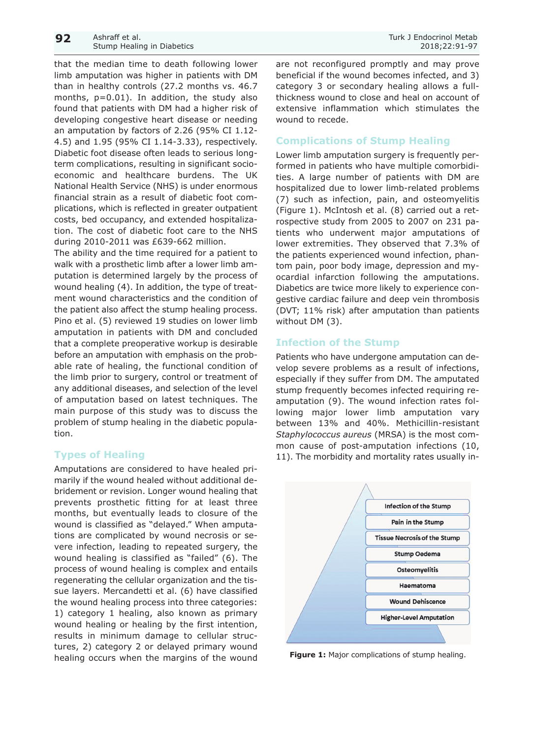that the median time to death following lower limb amputation was higher in patients with DM than in healthy controls (27.2 months vs. 46.7 months, p=0.01). In addition, the study also found that patients with DM had a higher risk of developing congestive heart disease or needing an amputation by factors of 2.26 (95% CI 1.12-4.5) and 1.95 (95% CI 1.14-3.33), respectively. Diabetic foot disease often leads to serious long-term complications, resulting in significant socio-economic and healthcare burdens. The UK National Health Service (NHS) is under enormous financial strain as a result of diabetic foot complications, which is reflected in greater outpatient costs, bed occupancy, and extended hospitalization. The cost of diabetic foot care to the NHS during 2010-2011 was £639-662 million.

The ability and the time required for a patient to walk with a prosthetic limb after a lower limb amputation is determined largely by the process of wound healing (4). In addition, the type of treatment wound characteristics and the condition of the patient also affect the stump healing process. Pino et al. (5) reviewed 19 studies on lower limb amputation in patients with DM and concluded that a complete preoperative workup is desirable before an amputation with emphasis on the probable rate of healing, the functional condition of the limb prior to surgery, control or treatment of any additional diseases, and selection of the level of amputation based on latest techniques. The main purpose of this study was to discuss the problem of stump healing in the diabetic population.

## Types of Healing

Amputations are considered to have healed primarily if the wound healed without additional debridement or revision. Longer wound healing that prevents prosthetic fitting for at least three months, but eventually leads to closure of the wound is classified as "delayed." When amputations are complicated by wound necrosis or severe infection, leading to repeated surgery, the wound healing is classified as "failed" (6). The process of wound healing is complex and entails regenerating the cellular organization and the tissue layers. Mercandetti et al. (6) have classified the wound healing process into three categories: 1) category 1 healing, also known as primary wound healing or healing by the first intention, results in minimum damage to cellular structures, 2) category 2 or delayed primary wound healing occurs when the margins of the wound are not reconfigured promptly and may prove beneficial if the wound becomes infected, and 3) category 3 or secondary healing allows a full-thickness wound to close and heal on account of extensive inflammation which stimulates the wound to recede.

## Complications of Stump Healing

Lower limb amputation surgery is frequently performed in patients who have multiple comorbidities. A large number of patients with DM are hospitalized due to lower limb-related problems (7) such as infection, pain, and osteomyelitis (Figure 1). McIntosh et al. (8) carried out a retrospective study from 2005 to 2007 on 231 patients who underwent major amputations of lower extremities. They observed that 7.3% of the patients experienced wound infection, phantom pain, poor body image, depression and myocardial infarction following the amputations. Diabetics are twice more likely to experience congestive cardiac failure and deep vein thrombosis (DVT; 11% risk) after amputation than patients without DM (3).

## Infection of the Stump

Patients who have undergone amputation can develop severe problems as a result of infections, especially if they suffer from DM. The amputated stump frequently becomes infected requiring re-amputation (9). The wound infection rates following major lower limb amputation vary between 13% and 40%. Methicillin-resistant *Staphylococcus aureus* (MRSA) is the most common cause of post-amputation infections (10, 11). The morbidity and mortality rates usually in-

Infection of the Stump
Pain in the Stump
Tissue Necrosis of the Stump
Stump Oedema
Osteomyelitis
Haematoma
Wound Dehiscence
Higher-Level Amputation

**Figure 1:** Major complications of stump healing.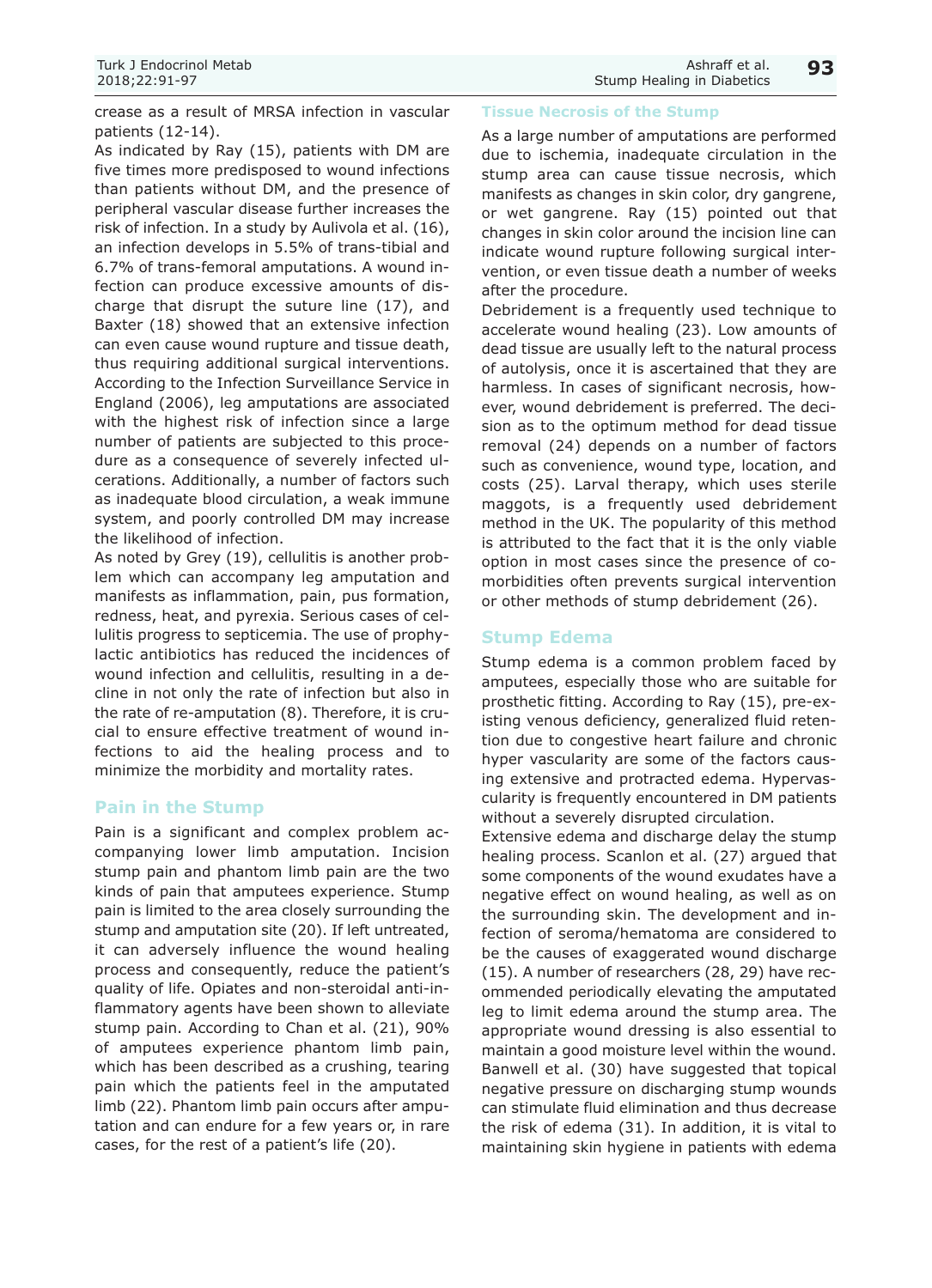crease as a result of MRSA infection in vascular patients (12-14).

As indicated by Ray (15), patients with DM are five times more predisposed to wound infections than patients without DM, and the presence of peripheral vascular disease further increases the risk of infection. In a study by Aulivola et al. (16), an infection develops in 5.5% of trans-tibial and 6.7% of trans-femoral amputations. A wound infection can produce excessive amounts of discharge that disrupt the suture line (17), and Baxter (18) showed that an extensive infection can even cause wound rupture and tissue death, thus requiring additional surgical interventions. According to the Infection Surveillance Service in England (2006), leg amputations are associated with the highest risk of infection since a large number of patients are subjected to this procedure as a consequence of severely infected ulcerations. Additionally, a number of factors such as inadequate blood circulation, a weak immune system, and poorly controlled DM may increase the likelihood of infection.

As noted by Grey (19), cellulitis is another problem which can accompany leg amputation and manifests as inflammation, pain, pus formation, redness, heat, and pyrexia. Serious cases of cellulitis progress to septicemia. The use of prophylactic antibiotics has reduced the incidences of wound infection and cellulitis, resulting in a decline in not only the rate of infection but also in the rate of re-amputation (8). Therefore, it is crucial to ensure effective treatment of wound infections to aid the healing process and to minimize the morbidity and mortality rates.

## Pain in the Stump

Pain is a significant and complex problem accompanying lower limb amputation. Incision stump pain and phantom limb pain are the two kinds of pain that amputees experience. Stump pain is limited to the area closely surrounding the stump and amputation site (20). If left untreated, it can adversely influence the wound healing process and consequently, reduce the patient's quality of life. Opiates and non-steroidal anti-inflammatory agents have been shown to alleviate stump pain. According to Chan et al. (21), 90% of amputees experience phantom limb pain, which has been described as a crushing, tearing pain which the patients feel in the amputated limb (22). Phantom limb pain occurs after amputation and can endure for a few years or, in rare cases, for the rest of a patient's life (20).

## Tissue Necrosis of the Stump

As a large number of amputations are performed due to ischemia, inadequate circulation in the stump area can cause tissue necrosis, which manifests as changes in skin color, dry gangrene, or wet gangrene. Ray (15) pointed out that changes in skin color around the incision line can indicate wound rupture following surgical intervention, or even tissue death a number of weeks after the procedure.

Debridement is a frequently used technique to accelerate wound healing (23). Low amounts of dead tissue are usually left to the natural process of autolysis, once it is ascertained that they are harmless. In cases of significant necrosis, however, wound debridement is preferred. The decision as to the optimum method for dead tissue removal (24) depends on a number of factors such as convenience, wound type, location, and costs (25). Larval therapy, which uses sterile maggots, is a frequently used debridement method in the UK. The popularity of this method is attributed to the fact that it is the only viable option in most cases since the presence of comorbidities often prevents surgical intervention or other methods of stump debridement (26).

## Stump Edema

Stump edema is a common problem faced by amputees, especially those who are suitable for prosthetic fitting. According to Ray (15), pre-existing venous deficiency, generalized fluid retention due to congestive heart failure and chronic hyper vascularity are some of the factors causing extensive and protracted edema. Hypervascularity is frequently encountered in DM patients without a severely disrupted circulation.

Extensive edema and discharge delay the stump healing process. Scanlon et al. (27) argued that some components of the wound exudates have a negative effect on wound healing, as well as on the surrounding skin. The development and infection of seroma/hematoma are considered to be the causes of exaggerated wound discharge (15). A number of researchers (28, 29) have recommended periodically elevating the amputated leg to limit edema around the stump area. The appropriate wound dressing is also essential to maintain a good moisture level within the wound. Banwell et al. (30) have suggested that topical negative pressure on discharging stump wounds can stimulate fluid elimination and thus decrease the risk of edema (31). In addition, it is vital to maintaining skin hygiene in patients with edema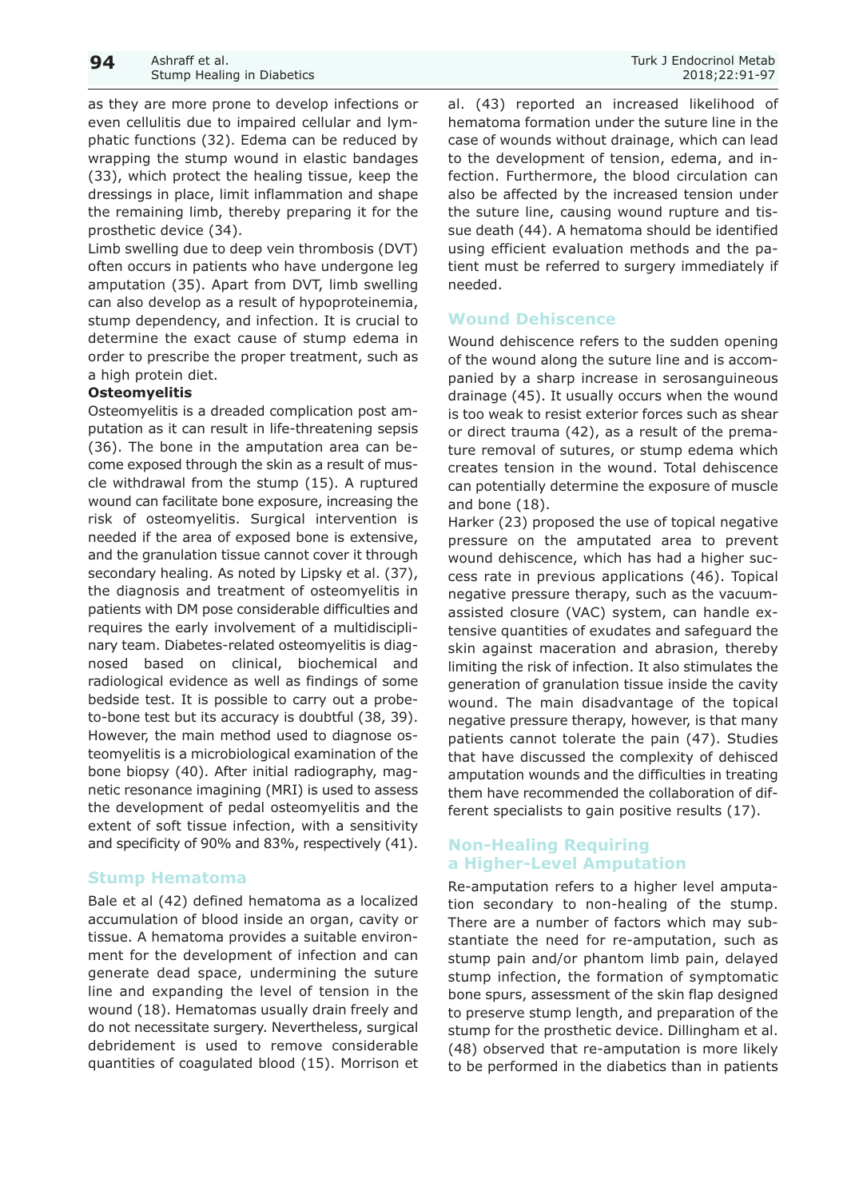as they are more prone to develop infections or even cellulitis due to impaired cellular and lymphatic functions (32). Edema can be reduced by wrapping the stump wound in elastic bandages (33), which protect the healing tissue, keep the dressings in place, limit inflammation and shape the remaining limb, thereby preparing it for the prosthetic device (34).

Limb swelling due to deep vein thrombosis (DVT) often occurs in patients who have undergone leg amputation (35). Apart from DVT, limb swelling can also develop as a result of hypoproteinemia, stump dependency, and infection. It is crucial to determine the exact cause of stump edema in order to prescribe the proper treatment, such as a high protein diet.

**Osteomyelitis**

Osteomyelitis is a dreaded complication post amputation as it can result in life-threatening sepsis (36). The bone in the amputation area can become exposed through the skin as a result of muscle withdrawal from the stump (15). A ruptured wound can facilitate bone exposure, increasing the risk of osteomyelitis. Surgical intervention is needed if the area of exposed bone is extensive, and the granulation tissue cannot cover it through secondary healing. As noted by Lipsky et al. (37), the diagnosis and treatment of osteomyelitis in patients with DM pose considerable difficulties and requires the early involvement of a multidisciplinary team. Diabetes-related osteomyelitis is diagnosed based on clinical, biochemical and radiological evidence as well as findings of some bedside test. It is possible to carry out a probe-to-bone test but its accuracy is doubtful (38, 39). However, the main method used to diagnose osteomyelitis is a microbiological examination of the bone biopsy (40). After initial radiography, magnetic resonance imaging (MRI) is used to assess the development of pedal osteomyelitis and the extent of soft tissue infection, with a sensitivity and specificity of 90% and 83%, respectively (41).

## Stump Hematoma

Bale et al (42) defined hematoma as a localized accumulation of blood inside an organ, cavity or tissue. A hematoma provides a suitable environment for the development of infection and can generate dead space, undermining the suture line and expanding the level of tension in the wound (18). Hematomas usually drain freely and do not necessitate surgery. Nevertheless, surgical debridement is used to remove considerable quantities of coagulated blood (15). Morrison et al. (43) reported an increased likelihood of hematoma formation under the suture line in the case of wounds without drainage, which can lead to the development of tension, edema, and infection. Furthermore, the blood circulation can also be affected by the increased tension under the suture line, causing wound rupture and tissue death (44). A hematoma should be identified using efficient evaluation methods and the patient must be referred to surgery immediately if needed.

## Wound Dehiscence

Wound dehiscence refers to the sudden opening of the wound along the suture line and is accompanied by a sharp increase in serosanguineous drainage (45). It usually occurs when the wound is too weak to resist exterior forces such as shear or direct trauma (42), as a result of the premature removal of sutures, or stump edema which creates tension in the wound. Total dehiscence can potentially determine the exposure of muscle and bone (18).

Harker (23) proposed the use of topical negative pressure on the amputated area to prevent wound dehiscence, which has had a higher success rate in previous applications (46). Topical negative pressure therapy, such as the vacuum-assisted closure (VAC) system, can handle extensive quantities of exudates and safeguard the skin against maceration and abrasion, thereby limiting the risk of infection. It also stimulates the generation of granulation tissue inside the cavity wound. The main disadvantage of the topical negative pressure therapy, however, is that many patients cannot tolerate the pain (47). Studies that have discussed the complexity of dehisced amputation wounds and the difficulties in treating them have recommended the collaboration of different specialists to gain positive results (17).

## Non-Healing Requiring a Higher-Level Amputation

Re-amputation refers to a higher level amputation secondary to non-healing of the stump. There are a number of factors which may substantiate the need for re-amputation, such as stump pain and/or phantom limb pain, delayed stump infection, the formation of symptomatic bone spurs, assessment of the skin flap designed to preserve stump length, and preparation of the stump for the prosthetic device. Dillingham et al. (48) observed that re-amputation is more likely to be performed in the diabetics than in patients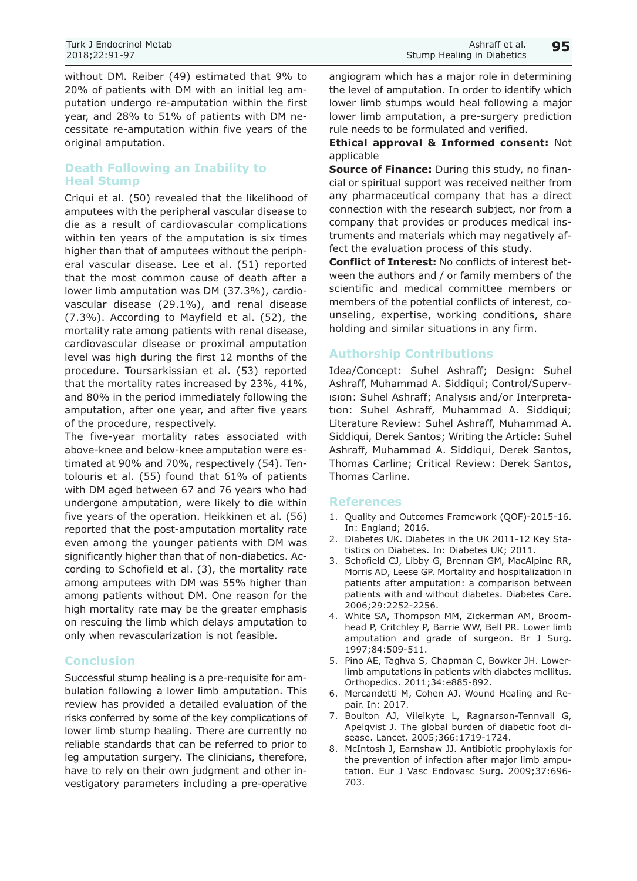without DM. Reiber (49) estimated that 9% to 20% of patients with DM with an initial leg amputation undergo re-amputation within the first year, and 28% to 51% of patients with DM necessitate re-amputation within five years of the original amputation.

## Death Following an Inability to Heal Stump

Criqui et al. (50) revealed that the likelihood of amputees with the peripheral vascular disease to die as a result of cardiovascular complications within ten years of the amputation is six times higher than that of amputees without the peripheral vascular disease. Lee et al. (51) reported that the most common cause of death after a lower limb amputation was DM (37.3%), cardiovascular disease (29.1%), and renal disease (7.3%). According to Mayfield et al. (52), the mortality rate among patients with renal disease, cardiovascular disease or proximal amputation level was high during the first 12 months of the procedure. Toursarkissian et al. (53) reported that the mortality rates increased by 23%, 41%, and 80% in the period immediately following the amputation, after one year, and after five years of the procedure, respectively.

The five-year mortality rates associated with above-knee and below-knee amputation were estimated at 90% and 70%, respectively (54). Tentolouris et al. (55) found that 61% of patients with DM aged between 67 and 76 years who had undergone amputation, were likely to die within five years of the operation. Heikkinen et al. (56) reported that the post-amputation mortality rate even among the younger patients with DM was significantly higher than that of non-diabetics. According to Schofield et al. (3), the mortality rate among amputees with DM was 55% higher than among patients without DM. One reason for the high mortality rate may be the greater emphasis on rescuing the limb which delays amputation to only when revascularization is not feasible.

## Conclusion

Successful stump healing is a pre-requisite for ambulation following a lower limb amputation. This review has provided a detailed evaluation of the risks conferred by some of the key complications of lower limb stump healing. There are currently no reliable standards that can be referred to prior to leg amputation surgery. The clinicians, therefore, have to rely on their own judgment and other investigatory parameters including a pre-operative angiogram which has a major role in determining the level of amputation. In order to identify which lower limb stumps would heal following a major lower limb amputation, a pre-surgery prediction rule needs to be formulated and verified.

**Ethical approval & Informed consent:** Not applicable

**Source of Finance:** During this study, no financial or spiritual support was received neither from any pharmaceutical company that has a direct connection with the research subject, nor from a company that provides or produces medical instruments and materials which may negatively affect the evaluation process of this study.

**Conflict of Interest:** No conflicts of interest between the authors and / or family members of the scientific and medical committee members or members of the potential conflicts of interest, counseling, expertise, working conditions, share holding and similar situations in any firm.

## Authorship Contributions

Idea/Concept: Suhel Ashraff; Design: Suhel Ashraff, Muhammad A. Siddiqui; Control/Supervısıon: Suhel Ashraff; Analysıs and/or Interpretatıon: Suhel Ashraff, Muhammad A. Siddiqui; Literature Review: Suhel Ashraff, Muhammad A. Siddiqui, Derek Santos; Writing the Article: Suhel Ashraff, Muhammad A. Siddiqui, Derek Santos, Thomas Carline; Critical Review: Derek Santos, Thomas Carline.

## References

1. Quality and Outcomes Framework (QOF)-2015-16. In: England; 2016.
2. Diabetes UK. Diabetes in the UK 2011-12 Key Statistics on Diabetes. In: Diabetes UK; 2011.
3. Schofield CJ, Libby G, Brennan GM, MacAlpine RR, Morris AD, Leese GP. Mortality and hospitalization in patients after amputation: a comparison between patients with and without diabetes. Diabetes Care. 2006;29:2252-2256.
4. White SA, Thompson MM, Zickerman AM, Broomhead P, Critchley P, Barrie WW, Bell PR. Lower limb amputation and grade of surgeon. Br J Surg. 1997;84:509-511.
5. Pino AE, Taghva S, Chapman C, Bowker JH. Lower-limb amputations in patients with diabetes mellitus. Orthopedics. 2011;34:e885-892.
6. Mercandetti M, Cohen AJ. Wound Healing and Repair. In: 2017.
7. Boulton AJ, Vileikyte L, Ragnarson-Tennvall G, Apelqvist J. The global burden of diabetic foot disease. Lancet. 2005;366:1719-1724.
8. McIntosh J, Earnshaw JJ. Antibiotic prophylaxis for the prevention of infection after major limb amputation. Eur J Vasc Endovasc Surg. 2009;37:696-703.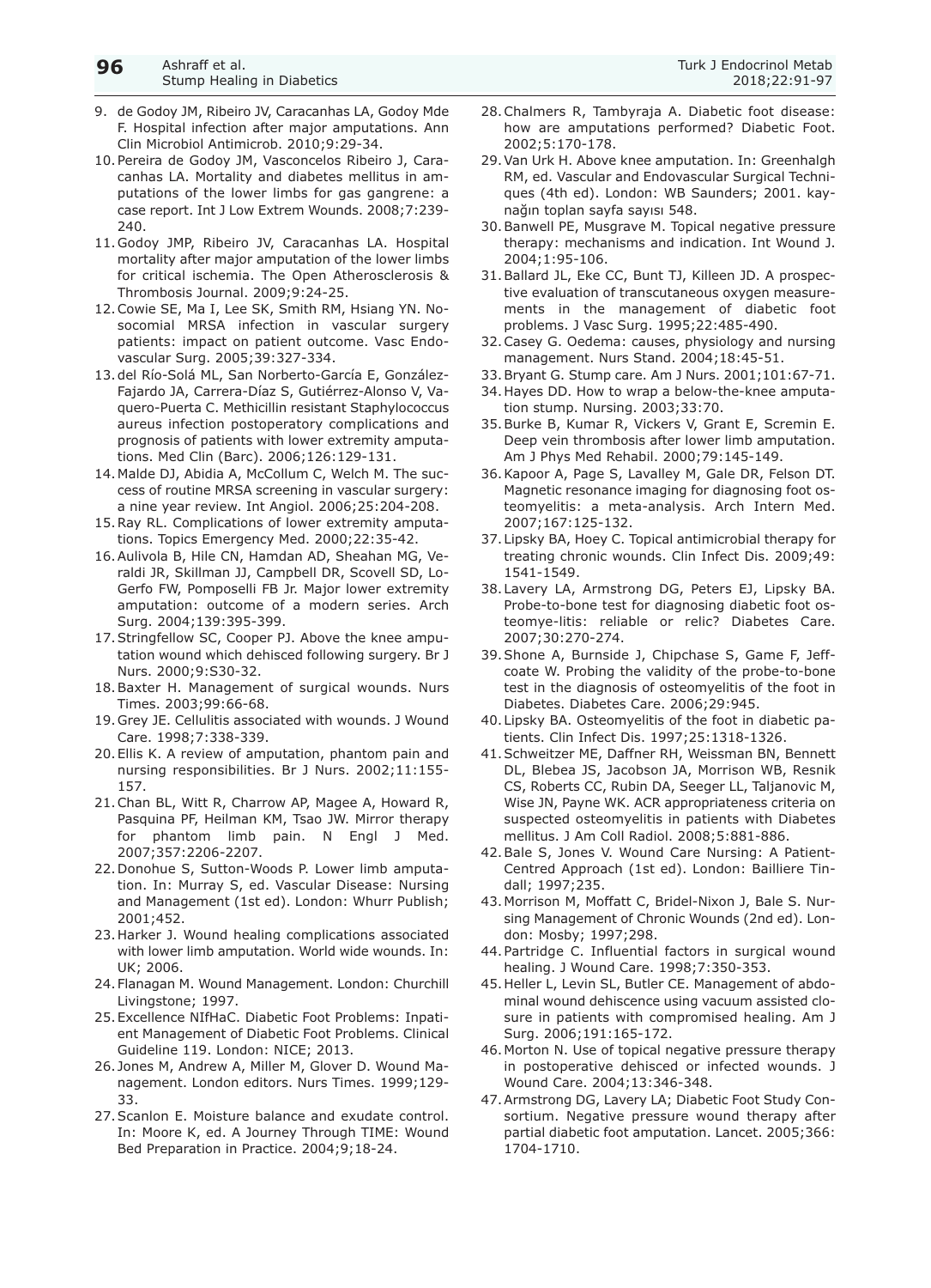9. de Godoy JM, Ribeiro JV, Caracanhas LA, Godoy Mde F. Hospital infection after major amputations. Ann Clin Microbiol Antimicrob. 2010;9:29-34.
10. Pereira de Godoy JM, Vasconcelos Ribeiro J, Caracanhas LA. Mortality and diabetes mellitus in amputations of the lower limbs for gas gangrene: a case report. Int J Low Extrem Wounds. 2008;7:239-240.
11. Godoy JMP, Ribeiro JV, Caracanhas LA. Hospital mortality after major amputation of the lower limbs for critical ischemia. The Open Atherosclerosis & Thrombosis Journal. 2009;9:24-25.
12. Cowie SE, Ma I, Lee SK, Smith RM, Hsiang YN. Nosocomial MRSA infection in vascular surgery patients: impact on patient outcome. Vasc Endovascular Surg. 2005;39:327-334.
13. del Río-Solá ML, San Norberto-García E, González-Fajardo JA, Carrera-Díaz S, Gutiérrez-Alonso V, Vaquero-Puerta C. Methicillin resistant Staphylococcus aureus infection postoperatory complications and prognosis of patients with lower extremity amputations. Med Clin (Barc). 2006;126:129-131.
14. Malde DJ, Abidia A, McCollum C, Welch M. The success of routine MRSA screening in vascular surgery: a nine year review. Int Angiol. 2006;25:204-208.
15. Ray RL. Complications of lower extremity amputations. Topics Emergency Med. 2000;22:35-42.
16. Aulivola B, Hile CN, Hamdan AD, Sheahan MG, Veraldi JR, Skillman JJ, Campbell DR, Scovell SD, LoGerfo FW, Pomposelli FB Jr. Major lower extremity amputation: outcome of a modern series. Arch Surg. 2004;139:395-399.
17. Stringfellow SC, Cooper PJ. Above the knee amputation wound which dehisced following surgery. Br J Nurs. 2000;9:S30-32.
18. Baxter H. Management of surgical wounds. Nurs Times. 2003;99:66-68.
19. Grey JE. Cellulitis associated with wounds. J Wound Care. 1998;7:338-339.
20. Ellis K. A review of amputation, phantom pain and nursing responsibilities. Br J Nurs. 2002;11:155-157.
21. Chan BL, Witt R, Charrow AP, Magee A, Howard R, Pasquina PF, Heilman KM, Tsao JW. Mirror therapy for phantom limb pain. N Engl J Med. 2007;357:2206-2207.
22. Donohue S, Sutton-Woods P. Lower limb amputation. In: Murray S, ed. Vascular Disease: Nursing and Management (1st ed). London: Whurr Publish; 2001;452.
23. Harker J. Wound healing complications associated with lower limb amputation. World wide wounds. In: UK; 2006.
24. Flanagan M. Wound Management. London: Churchill Livingstone; 1997.
25. Excellence NIfHaC. Diabetic Foot Problems: Inpatient Management of Diabetic Foot Problems. Clinical Guideline 119. London: NICE; 2013.
26. Jones M, Andrew A, Miller M, Glover D. Wound Management. London editors. Nurs Times. 1999;129-33.
27. Scanlon E. Moisture balance and exudate control. In: Moore K, ed. A Journey Through TIME: Wound Bed Preparation in Practice. 2004;9;18-24.
28. Chalmers R, Tambyraja A. Diabetic foot disease: how are amputations performed? Diabetic Foot. 2002;5:170-178.
29. Van Urk H. Above knee amputation. In: Greenhalgh RM, ed. Vascular and Endovascular Surgical Techniques (4th ed). London: WB Saunders; 2001. kaynağın toplan sayfa sayısı 548.
30. Banwell PE, Musgrave M. Topical negative pressure therapy: mechanisms and indication. Int Wound J. 2004;1:95-106.
31. Ballard JL, Eke CC, Bunt TJ, Killeen JD. A prospective evaluation of transcutaneous oxygen measurements in the management of diabetic foot problems. J Vasc Surg. 1995;22:485-490.
32. Casey G. Oedema: causes, physiology and nursing management. Nurs Stand. 2004;18:45-51.
33. Bryant G. Stump care. Am J Nurs. 2001;101:67-71.
34. Hayes DD. How to wrap a below-the-knee amputation stump. Nursing. 2003;33:70.
35. Burke B, Kumar R, Vickers V, Grant E, Scremin E. Deep vein thrombosis after lower limb amputation. Am J Phys Med Rehabil. 2000;79:145-149.
36. Kapoor A, Page S, Lavalley M, Gale DR, Felson DT. Magnetic resonance imaging for diagnosing foot osteomyelitis: a meta-analysis. Arch Intern Med. 2007;167:125-132.
37. Lipsky BA, Hoey C. Topical antimicrobial therapy for treating chronic wounds. Clin Infect Dis. 2009;49: 1541-1549.
38. Lavery LA, Armstrong DG, Peters EJ, Lipsky BA. Probe-to-bone test for diagnosing diabetic foot osteomye-litis: reliable or relic? Diabetes Care. 2007;30:270-274.
39. Shone A, Burnside J, Chipchase S, Game F, Jeffcoate W. Probing the validity of the probe-to-bone test in the diagnosis of osteomyelitis of the foot in Diabetes. Diabetes Care. 2006;29:945.
40. Lipsky BA. Osteomyelitis of the foot in diabetic patients. Clin Infect Dis. 1997;25:1318-1326.
41. Schweitzer ME, Daffner RH, Weissman BN, Bennett DL, Blebea JS, Jacobson JA, Morrison WB, Resnik CS, Roberts CC, Rubin DA, Seeger LL, Taljanovic M, Wise JN, Payne WK. ACR appropriateness criteria on suspected osteomyelitis in patients with Diabetes mellitus. J Am Coll Radiol. 2008;5:881-886.
42. Bale S, Jones V. Wound Care Nursing: A Patient-Centred Approach (1st ed). London: Bailliere Tindall; 1997;235.
43. Morrison M, Moffatt C, Bridel-Nixon J, Bale S. Nursing Management of Chronic Wounds (2nd ed). London: Mosby; 1997;298.
44. Partridge C. Influential factors in surgical wound healing. J Wound Care. 1998;7:350-353.
45. Heller L, Levin SL, Butler CE. Management of abdominal wound dehiscence using vacuum assisted closure in patients with compromised healing. Am J Surg. 2006;191:165-172.
46. Morton N. Use of topical negative pressure therapy in postoperative dehisced or infected wounds. J Wound Care. 2004;13:346-348.
47. Armstrong DG, Lavery LA; Diabetic Foot Study Consortium. Negative pressure wound therapy after partial diabetic foot amputation. Lancet. 2005;366: 1704-1710.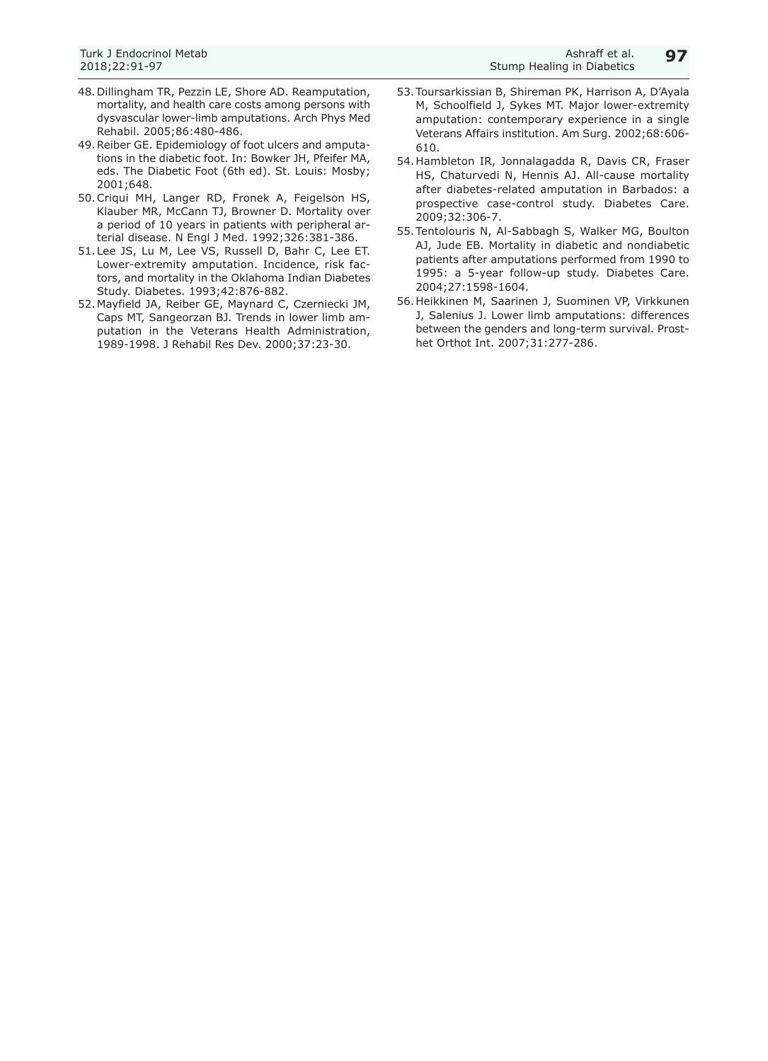48. Dillingham TR, Pezzin LE, Shore AD. Reamputation, mortality, and health care costs among persons with dysvascular lower-limb amputations. Arch Phys Med Rehabil. 2005;86:480-486.
49. Reiber GE. Epidemiology of foot ulcers and amputations in the diabetic foot. In: Bowker JH, Pfeifer MA, eds. The Diabetic Foot (6th ed). St. Louis: Mosby; 2001;648.
50. Criqui MH, Langer RD, Fronek A, Feigelson HS, Klauber MR, McCann TJ, Browner D. Mortality over a period of 10 years in patients with peripheral arterial disease. N Engl J Med. 1992;326:381-386.
51. Lee JS, Lu M, Lee VS, Russell D, Bahr C, Lee ET. Lower-extremity amputation. Incidence, risk factors, and mortality in the Oklahoma Indian Diabetes Study. Diabetes. 1993;42:876-882.
52. Mayfield JA, Reiber GE, Maynard C, Czerniecki JM, Caps MT, Sangeorzan BJ. Trends in lower limb amputation in the Veterans Health Administration, 1989-1998. J Rehabil Res Dev. 2000;37:23-30.
53. Toursarkissian B, Shireman PK, Harrison A, D'Ayala M, Schoolfield J, Sykes MT. Major lower-extremity amputation: contemporary experience in a single Veterans Affairs institution. Am Surg. 2002;68:606-610.
54. Hambleton IR, Jonnalagadda R, Davis CR, Fraser HS, Chaturvedi N, Hennis AJ. All-cause mortality after diabetes-related amputation in Barbados: a prospective case-control study. Diabetes Care. 2009;32:306-7.
55. Tentolouris N, Al-Sabbagh S, Walker MG, Boulton AJ, Jude EB. Mortality in diabetic and nondiabetic patients after amputations performed from 1990 to 1995: a 5-year follow-up study. Diabetes Care. 2004;27:1598-1604.
56. Heikkinen M, Saarinen J, Suominen VP, Virkkunen J, Salenius J. Lower limb amputations: differences between the genders and long-term survival. Prosthet Orthot Int. 2007;31:277-286.